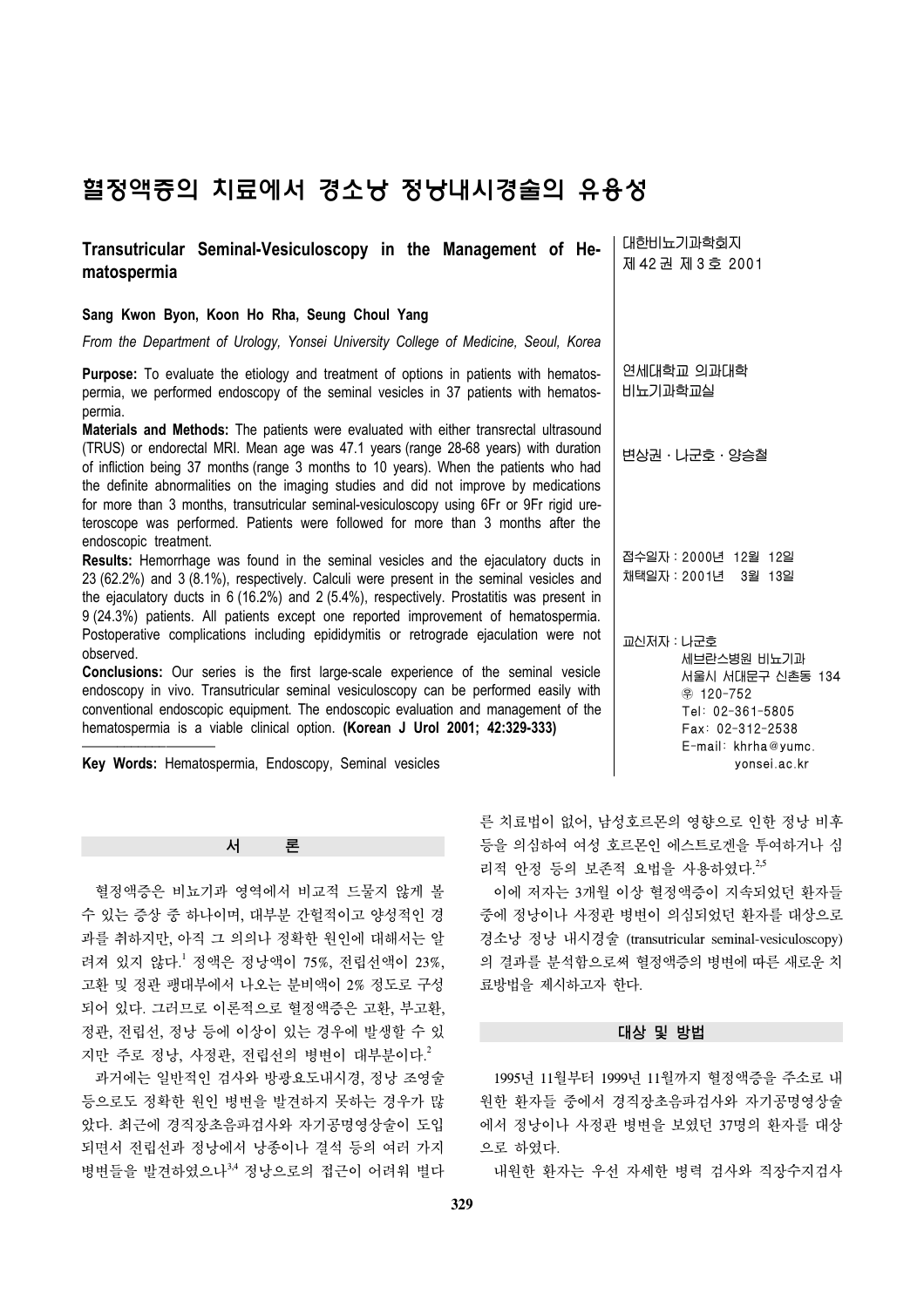# 혈정액증의 치료에서 경소낭 정낭내시경술의 유용성

## Transutricular Seminal-Vesiculoscopy in the Management of Hematospermia

**Sang Kwon Byon, Koon Ho Rha, Seung Choul Yang**

*From the Department of Urology, Yonsei University College of Medicine, Seoul, Korea*

**Purpose:** To evaluate the etiology and treatment of options in patients with hematospermia, we performed endoscopy of the seminal vesicles in 37 patients with hematospermia.

**Materials and Methods:** The patients were evaluated with either transrectal ultrasound (TRUS) or endorectal MRI. Mean age was 47.1 years (range 28-68 years) with duration of infliction being 37 months (range 3 months to 10 years). When the patients who had the definite abnormalities on the imaging studies and did not improve by medications for more than 3 months, transutricular seminal-vesiculoscopy using 6Fr or 9Fr rigid ureteroscope was performed. Patients were followed for more than 3 months after the endoscopic treatment.

**Results:** Hemorrhage was found in the seminal vesicles and the ejaculatory ducts in 23 (62.2%) and 3 (8.1%), respectively. Calculi were present in the seminal vesicles and the ejaculatory ducts in 6 (16.2%) and 2 (5.4%), respectively. Prostatitis was present in 9 (24.3%) patients. All patients except one reported improvement of hematospermia. Postoperative complications including epididymitis or retrograde ejaculation were not observed.

**Conclusions:** Our series is the first large-scale experience of the seminal vesicle endoscopy in vivo. Transutricular seminal vesiculoscopy can be performed easily with conventional endoscopic equipment. The endoscopic evaluation and management of the hematospermia is a viable clinical option. **(Korean J Urol 2001; 42:329-333)**

**Key Words:** Hematospermia, Endoscopy, Seminal vesicles

대한비뇨기과학회지
제 42 권 제 3 호 2001

연세대학교 의과대학
비뇨기과학교실

변상권 · 나군호 · 양승철

접수일자 : 2000년 12월 12일
채택일자 : 2001년 3월 13일

교신저자 : 나군호
세브란스병원 비뇨기과
서울시 서대문구 신촌동 134
㊉ 120-752
Tel: 02-361-5805
Fax: 02-312-2538
E-mail: khrha@yumc.yonsei.ac.kr

## 서 론

혈정액증은 비뇨기과 영역에서 비교적 드물지 않게 볼 수 있는 증상 중 하나이며, 대부분 간헐적이고 양성적인 경과를 취하지만, 아직 그 의의나 정확한 원인에 대해서는 알려져 있지 않다.[1] 정액은 정낭액이 75%, 전립선액이 23%, 고환 및 정관 팽대부에서 나오는 분비액이 2% 정도로 구성되어 있다. 그러므로 이론적으로 혈정액증은 고환, 부고환, 정관, 전립선, 정낭 등에 이상이 있는 경우에 발생할 수 있지만 주로 정낭, 사정관, 전립선의 병변이 대부분이다.[2]

과거에는 일반적인 검사와 방광요도내시경, 정낭 조영술 등으로도 정확한 원인 병변을 발견하지 못하는 경우가 많았다. 최근에 경직장초음파검사와 자기공명영상술이 도입되면서 전립선과 정낭에서 낭종이나 결석 등의 여러 가지 병변들을 발견하였으나[3,4] 정낭으로의 접근이 어려워 별다른 치료법이 없어, 남성호르몬의 영향으로 인한 정낭 비후 등을 의심하여 여성 호르몬인 에스트로겐을 투여하거나 심리적 안정 등의 보존적 요법을 사용하였다.[2,5]

이에 저자는 3개월 이상 혈정액증이 지속되었던 환자들 중에 정낭이나 사정관 병변이 의심되었던 환자를 대상으로 경소낭 정낭 내시경술 (transutricular seminal-vesiculoscopy)의 결과를 분석함으로써 혈정액증의 병변에 따른 새로운 치료방법을 제시하고자 한다.

## 대상 및 방법

1995년 11월부터 1999년 11월까지 혈정액증을 주소로 내원한 환자들 중에서 경직장초음파검사와 자기공명영상술에서 정낭이나 사정관 병변을 보였던 37명의 환자를 대상으로 하였다.

내원한 환자는 우선 자세한 병력 검사와 직장수지검사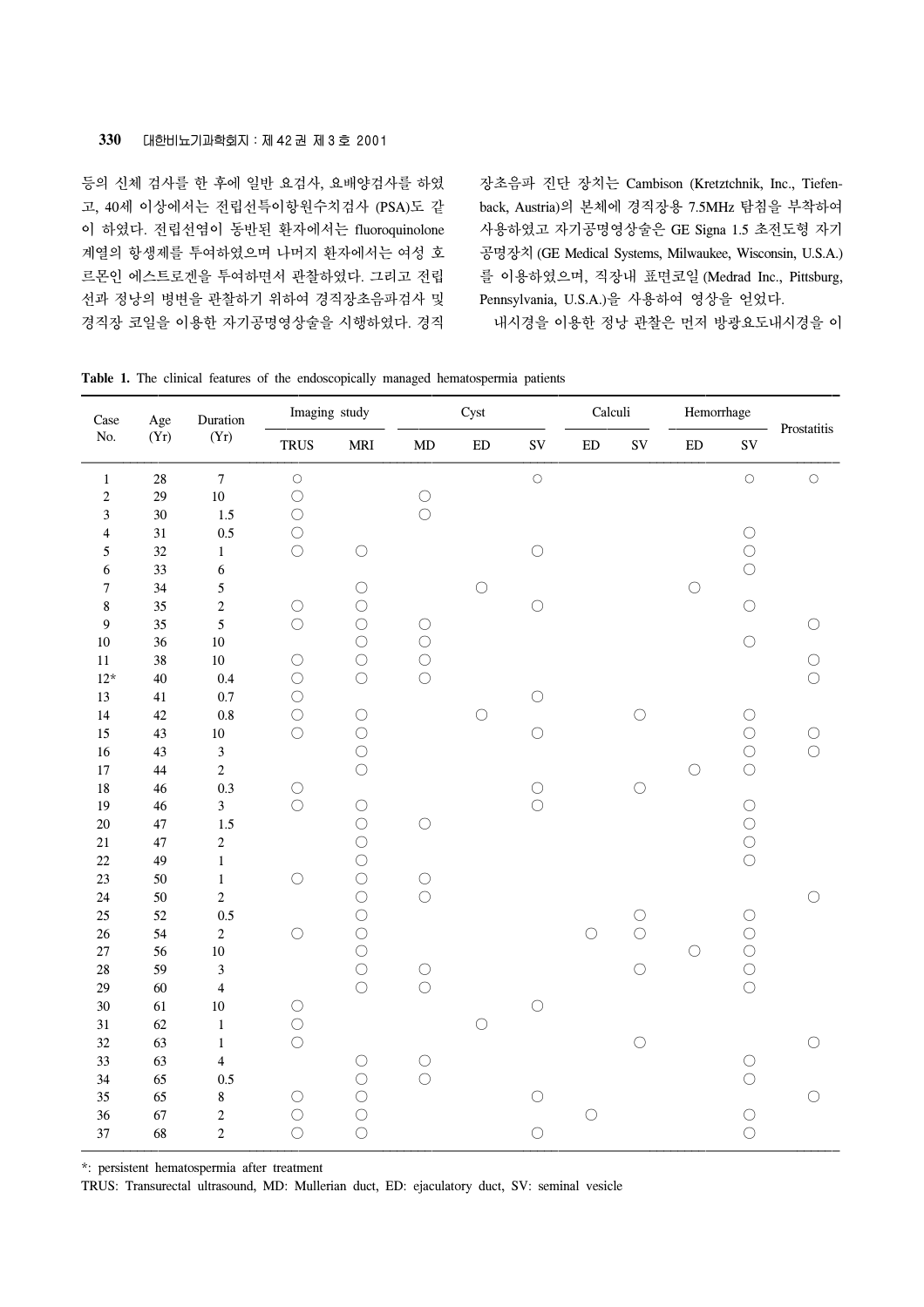등의 신체 검사를 한 후에 일반 요검사, 요배양검사를 하였고, 40세 이상에서는 전립선특이항원수치검사 (PSA)도 같이 하였다. 전립선염이 동반된 환자에서는 fluoroquinolone 계열의 항생제를 투여하였으며 나머지 환자에서는 여성 호르몬인 에스트로겐을 투여하면서 관찰하였다. 그리고 전립선과 정낭의 병변을 관찰하기 위하여 경직장초음파검사 및 경직장 코일을 이용한 자기공명영상술을 시행하였다. 경직장초음파 진단 장치는 Cambison (Kretztchnik, Inc., Tiefenback, Austria)의 본체에 경직장용 7.5MHz 탐침을 부착하여 사용하였고 자기공명영상술은 GE Signa 1.5 초전도형 자기공명장치 (GE Medical Systems, Milwaukee, Wisconsin, U.S.A.)를 이용하였으며, 직장내 표면코일 (Medrad Inc., Pittsburg, Pennsylvania, U.S.A.)을 사용하여 영상을 얻었다.

내시경을 이용한 정낭 관찰은 먼저 방광요도내시경을 이

**Table 1.** The clinical features of the endoscopically managed hematospermia patients

| Case No. | Age (Yr) | Duration (Yr) | Imaging study | | Cyst | | | Calculi | | Hemorrhage | | Prostatitis |
|---|---|---|---|---|---|---|---|---|---|---|---|---|
| | | | TRUS | MRI | MD | ED | SV | ED | SV | ED | SV | |
| 1 | 28 | 7 | ○ | | | | ○ | | | | ○ | ○ |
| 2 | 29 | 10 | ○ | | ○ | | | | | | | |
| 3 | 30 | 1.5 | ○ | | ○ | | | | | | | |
| 4 | 31 | 0.5 | ○ | | | | | | | | ○ | |
| 5 | 32 | 1 | ○ | ○ | | | ○ | | | | ○ | |
| 6 | 33 | 6 | | | | | | | | | ○ | |
| 7 | 34 | 5 | | ○ | | ○ | | | | ○ | | |
| 8 | 35 | 2 | ○ | ○ | | | ○ | | | | ○ | |
| 9 | 35 | 5 | ○ | ○ | ○ | | | | | | | ○ |
| 10 | 36 | 10 | | ○ | ○ | | | | | | ○ | |
| 11 | 38 | 10 | ○ | ○ | ○ | | | | | | | ○ |
| 12* | 40 | 0.4 | ○ | ○ | ○ | | | | | | | ○ |
| 13 | 41 | 0.7 | ○ | | | | ○ | | | | | |
| 14 | 42 | 0.8 | ○ | ○ | | ○ | | | ○ | | ○ | |
| 15 | 43 | 10 | ○ | ○ | | | ○ | | | | ○ | ○ |
| 16 | 43 | 3 | | ○ | | | | | | | ○ | ○ |
| 17 | 44 | 2 | | ○ | | | | | | ○ | ○ | |
| 18 | 46 | 0.3 | ○ | | | | ○ | | ○ | | | |
| 19 | 46 | 3 | ○ | ○ | | | ○ | | | | ○ | |
| 20 | 47 | 1.5 | | ○ | ○ | | | | | | ○ | |
| 21 | 47 | 2 | | ○ | | | | | | | ○ | |
| 22 | 49 | 1 | | ○ | | | | | | | ○ | |
| 23 | 50 | 1 | ○ | ○ | ○ | | | | | | | |
| 24 | 50 | 2 | | ○ | ○ | | | | | | | ○ |
| 25 | 52 | 0.5 | | ○ | | | | | ○ | | ○ | |
| 26 | 54 | 2 | ○ | ○ | | | | ○ | ○ | | ○ | |
| 27 | 56 | 10 | | ○ | | | | | | ○ | ○ | |
| 28 | 59 | 3 | | ○ | ○ | | | | ○ | | ○ | |
| 29 | 60 | 4 | | ○ | ○ | | | | | | ○ | |
| 30 | 61 | 10 | ○ | | | | ○ | | | | | |
| 31 | 62 | 1 | ○ | | | ○ | | | | | | |
| 32 | 63 | 1 | ○ | | | | | | ○ | | | ○ |
| 33 | 63 | 4 | | ○ | ○ | | | | | | ○ | |
| 34 | 65 | 0.5 | | ○ | ○ | | | | | | ○ | |
| 35 | 65 | 8 | ○ | ○ | | | ○ | | | | | ○ |
| 36 | 67 | 2 | ○ | ○ | | | | ○ | | | ○ | |
| 37 | 68 | 2 | ○ | ○ | | | ○ | | | | ○ | |

*: persistent hematospermia after treatment

TRUS: Transurectal ultrasound, MD: Mullerian duct, ED: ejaculatory duct, SV: seminal vesicle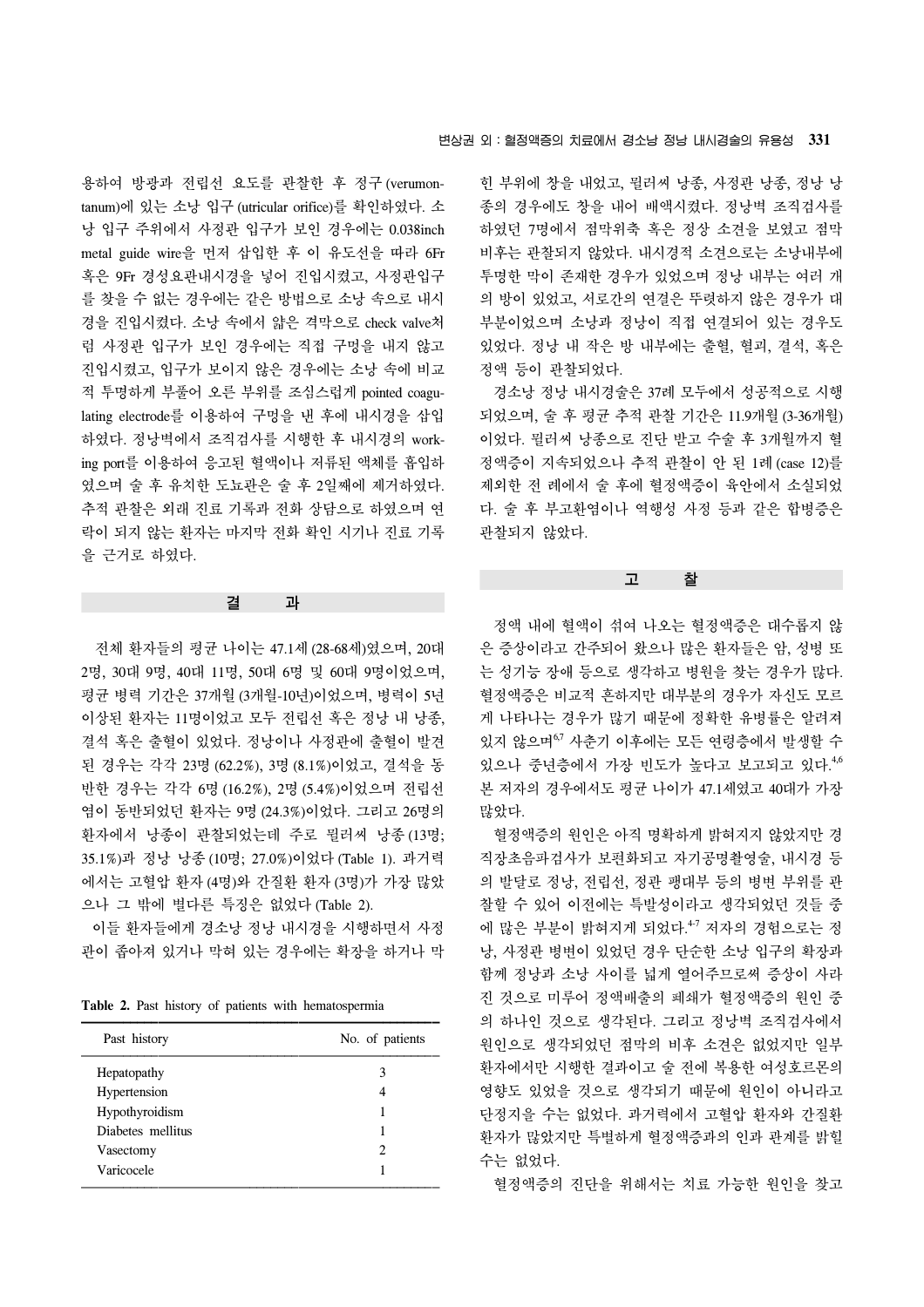용하여 방광과 전립선 요도를 관찰한 후 정구(verumontanum)에 있는 소낭 입구(utricular orifice)를 확인하였다. 소낭 입구 주위에서 사정관 입구가 보인 경우에는 0.038inch metal guide wire을 먼저 삽입한 후 이 유도선을 따라 6Fr 혹은 9Fr 경성요관내시경을 넣어 진입시켰고, 사정관입구를 찾을 수 없는 경우에는 같은 방법으로 소낭 속으로 내시경을 진입시켰다. 소낭 속에서 얇은 격막으로 check valve처럼 사정관 입구가 보인 경우에는 직접 구멍을 내지 않고 진입시켰고, 입구가 보이지 않은 경우에는 소낭 속에 비교적 투명하게 부풀어 오른 부위를 조심스럽게 pointed coagulating electrode를 이용하여 구멍을 낸 후에 내시경을 삽입하였다. 정낭벽에서 조직검사를 시행한 후 내시경의 working port를 이용하여 응고된 혈액이나 저류된 액체를 흡입하였으며 술 후 유치한 도뇨관은 술 후 2일째에 제거하였다. 추적 관찰은 외래 진료 기록과 전화 상담으로 하였으며 연락이 되지 않는 환자는 마지막 전화 확인 시기나 진료 기록을 근거로 하였다.

## 결 과

전체 환자들의 평균 나이는 47.1세(28-68세)였으며, 20대 2명, 30대 9명, 40대 11명, 50대 6명 및 60대 9명이었으며, 평균 병력 기간은 37개월(3개월-10년)이었으며, 병력이 5년 이상된 환자는 11명이었고 모두 전립선 혹은 정낭 내 낭종, 결석 혹은 출혈이 있었다. 정낭이나 사정관에 출혈이 발견된 경우는 각각 23명(62.2%), 3명(8.1%)이었고, 결석을 동반한 경우는 각각 6명(16.2%), 2명(5.4%)이었으며 전립선염이 동반되었던 환자는 9명(24.3%)이었다. 그리고 26명의 환자에서 낭종이 관찰되었는데 주로 뮐러씨 낭종(13명; 35.1%)과 정낭 낭종(10명; 27.0%)이었다(Table 1). 과거력에서는 고혈압 환자(4명)와 간질환 환자(3명)가 가장 많았으나 그 밖에 별다른 특징은 없었다(Table 2).

이들 환자들에게 경소낭 정낭 내시경을 시행하면서 사정관이 좁아져 있거나 막혀 있는 경우에는 확장을 하거나 막힌 부위에 창을 내었고, 뮐러씨 낭종, 사정관 낭종, 정낭 낭종의 경우에도 창을 내어 배액시켰다. 정낭벽 조직검사를 하였던 7명에서 점막위축 혹은 정상 소견을 보였고 점막 비후는 관찰되지 않았다. 내시경적 소견으로는 소낭내부에 투명한 막이 존재한 경우가 있었으며 정낭 내부는 여러 개의 방이 있었고, 서로간의 연결은 뚜렷하지 않은 경우가 대부분이었으며 소낭과 정낭이 직접 연결되어 있는 경우도 있었다. 정낭 내 작은 방 내부에는 출혈, 혈괴, 결석, 혹은 정액 등이 관찰되었다.

경소낭 정낭 내시경술은 37례 모두에서 성공적으로 시행되었으며, 술 후 평균 추적 관찰 기간은 11.9개월(3-36개월)이었다. 뮐러씨 낭종으로 진단 받고 수술 후 3개월까지 혈정액증이 지속되었으나 추적 관찰이 안 된 1례(case 12)를 제외한 전 례에서 술 후에 혈정액증이 육안에서 소실되었다. 술 후 부고환염이나 역행성 사정 등과 같은 합병증은 관찰되지 않았다.

**Table 2.** Past history of patients with hematospermia

| Past history | No. of patients |
|---|---|
| Hepatopathy | 3 |
| Hypertension | 4 |
| Hypothyroidism | 1 |
| Diabetes mellitus | 1 |
| Vasectomy | 2 |
| Varicocele | 1 |

## 고 찰

정액 내에 혈액이 섞여 나오는 혈정액증은 대수롭지 않은 증상이라고 간주되어 왔으나 많은 환자들은 암, 성병 또는 성기능 장애 등으로 생각하고 병원을 찾는 경우가 많다. 혈정액증은 비교적 흔하지만 대부분의 경우가 자신도 모르게 나타나는 경우가 많기 때문에 정확한 유병률은 알려져 있지 않으며[6,7] 사춘기 이후에는 모든 연령층에서 발생할 수 있으나 중년층에서 가장 빈도가 높다고 보고되고 있다.[4,6] 본 저자의 경우에서도 평균 나이가 47.1세였고 40대가 가장 많았다.

혈정액증의 원인은 아직 명확하게 밝혀지지 않았지만 경직장초음파검사가 보편화되고 자기공명촬영술, 내시경 등의 발달로 정낭, 전립선, 정관 팽대부 등의 병변 부위를 관찰할 수 있어 이전에는 특발성이라고 생각되었던 것들 중에 많은 부분이 밝혀지게 되었다.[4-7] 저자의 경험으로는 정낭, 사정관 병변이 있었던 경우 단순한 소낭 입구의 확장과 함께 정낭과 소낭 사이를 넓게 열어주므로써 증상이 사라진 것으로 미루어 정액배출의 폐쇄가 혈정액증의 원인 중의 하나인 것으로 생각된다. 그리고 정낭벽 조직검사에서 원인으로 생각되었던 점막의 비후 소견은 없었지만 일부 환자에서만 시행한 결과이고 술 전에 복용한 여성호르몬의 영향도 있었을 것으로 생각되기 때문에 원인이 아니라고 단정지을 수는 없었다. 과거력에서 고혈압 환자와 간질환 환자가 많았지만 특별하게 혈정액증과의 인과 관계를 밝힐 수는 없었다.

혈정액증의 진단을 위해서는 치료 가능한 원인을 찾고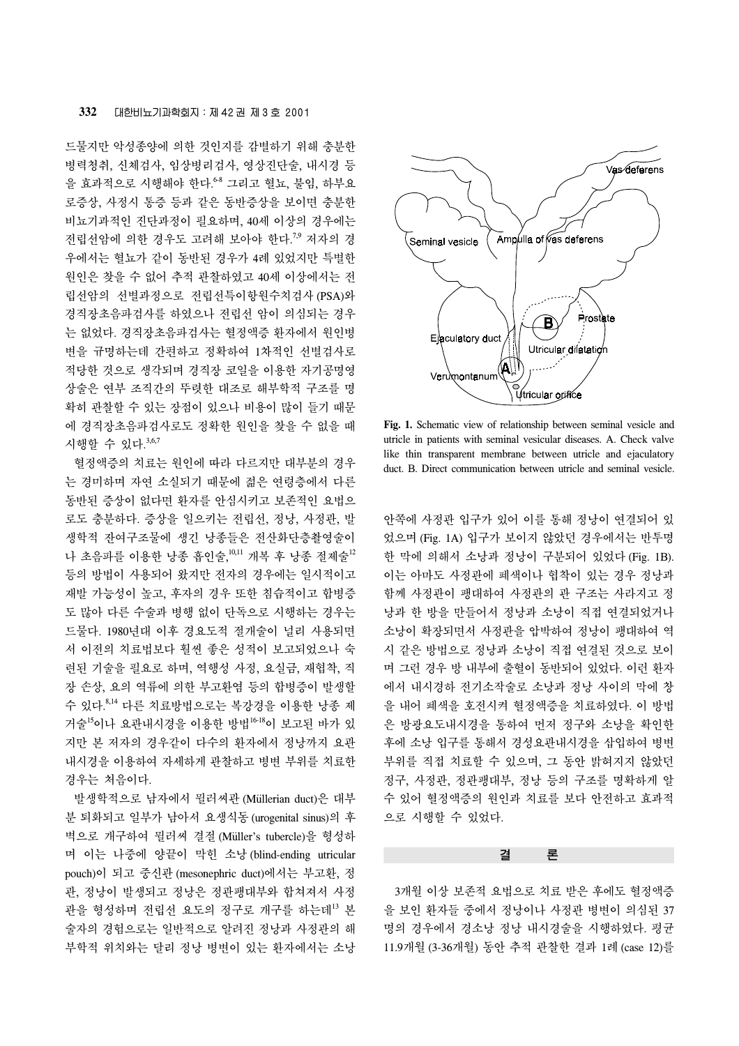드물지만 악성종양에 의한 것인지를 감별하기 위해 충분한 병력청취, 신체검사, 임상병리검사, 영상진단술, 내시경 등을 효과적으로 시행해야 한다.[6-8] 그리고 혈뇨, 불임, 하부요로증상, 사정시 통증 등과 같은 동반증상을 보이면 충분한 비뇨기과적인 진단과정이 필요하며, 40세 이상의 경우에는 전립선암에 의한 경우도 고려해 보아야 한다.[7,9] 저자의 경우에서는 혈뇨가 같이 동반된 경우가 4례 있었지만 특별한 원인은 찾을 수 없어 추적 관찰하였고 40세 이상에서는 전립선암의 선별과정으로 전립선특이항원수치검사 (PSA)와 경직장초음파검사를 하였으나 전립선 암이 의심되는 경우는 없었다. 경직장초음파검사는 혈정액증 환자에서 원인병변을 규명하는데 간편하고 정확하여 1차적인 선별검사로 적당한 것으로 생각되며 경직장 코일을 이용한 자기공명영상술은 연부 조직간의 뚜렷한 대조로 해부학적 구조를 명확히 관찰할 수 있는 장점이 있으나 비용이 많이 들기 때문에 경직장초음파검사로도 정확한 원인을 찾을 수 없을 때 시행할 수 있다.[3,6,7]

혈정액증의 치료는 원인에 따라 다르지만 대부분의 경우는 경미하며 자연 소실되기 때문에 젊은 연령층에서 다른 동반된 증상이 없다면 환자를 안심시키고 보존적인 요법으로도 충분하다. 증상을 일으키는 전립선, 정낭, 사정관, 발생학적 잔여구조물에 생긴 낭종들은 전산화단층촬영술이나 초음파를 이용한 낭종 흡인술,[10,11] 개복 후 낭종 절제술[12] 등의 방법이 사용되어 왔지만 전자의 경우에는 일시적이고 재발 가능성이 높고, 후자의 경우 또한 침습적이고 합병증도 많아 다른 수술과 병행 없이 단독으로 시행하는 경우는 드물다. 1980년대 이후 경요도적 절개술이 널리 사용되면서 이전의 치료법보다 훨씬 좋은 성적이 보고되었으나 숙련된 기술을 필요로 하며, 역행성 사정, 요실금, 재협착, 직장 손상, 요의 역류에 의한 부고환염 등의 합병증이 발생할 수 있다.[8,14] 다른 치료방법으로는 복강경을 이용한 낭종 제거술[15]이나 요관내시경을 이용한 방법[16-18]이 보고된 바가 있지만 본 저자의 경우같이 다수의 환자에서 정낭까지 요관내시경을 이용하여 자세하게 관찰하고 병변 부위를 치료한 경우는 처음이다.

발생학적으로 남자에서 뮐러씨관 (Müllerian duct)은 대부분 퇴화되고 일부가 남아서 요생식동 (urogenital sinus)의 후벽으로 개구하여 뮐러씨 결절 (Müller's tubercle)을 형성하며 이는 나중에 양끝이 막힌 소낭 (blind-ending utricular pouch)이 되고 중신관 (mesonephric duct)에서는 부고환, 정관, 정낭이 발생되고 정낭은 정관팽대부와 합쳐져서 사정관을 형성하며 전립선 요도의 정구로 개구를 하는데[13] 본 술자의 경험으로는 일반적으로 알려진 정낭과 사정관의 해부학적 위치와는 달리 정낭 병변이 있는 환자에서는 소낭 안쪽에 사정관 입구가 있어 이를 통해 정낭이 연결되어 있었으며 (Fig. 1A) 입구가 보이지 않았던 경우에서는 반투명한 막에 의해서 소낭과 정낭이 구분되어 있었다 (Fig. 1B). 이는 아마도 사정관에 폐색이나 협착이 있는 경우 정낭과 함께 사정관이 팽대하여 사정관의 관 구조는 사라지고 정낭과 한 방을 만들어서 정낭과 소낭이 직접 연결되었거나 소낭이 확장되면서 사정관을 압박하여 정낭이 팽대하여 역시 같은 방법으로 정낭과 소낭이 직접 연결된 것으로 보이며 그런 경우 방 내부에 출혈이 동반되어 있었다. 이런 환자에서 내시경하 전기소작술로 소낭과 정낭 사이의 막에 창을 내어 폐색을 호전시켜 혈정액증을 치료하였다. 이 방법은 방광요도내시경을 통하여 먼저 정구와 소낭을 확인한 후에 소낭 입구를 통해서 경성요관내시경을 삽입하여 병변 부위를 직접 치료할 수 있으며, 그 동안 밝혀지지 않았던 정구, 사정관, 정관팽대부, 정낭 등의 구조를 명확하게 알 수 있어 혈정액증의 원인과 치료를 보다 안전하고 효과적으로 시행할 수 있었다.

**Fig. 1.** Schematic view of relationship between seminal vesicle and utricle in patients with seminal vesicular diseases. A. Check valve like thin transparent membrane between utricle and ejaculatory duct. B. Direct communication between utricle and seminal vesicle.

## 결　　론

3개월 이상 보존적 요법으로 치료 받은 후에도 혈정액증을 보인 환자들 중에서 정낭이나 사정관 병변이 의심된 37명의 경우에서 경소낭 정낭 내시경술을 시행하였다. 평균 11.9개월 (3-36개월) 동안 추적 관찰한 결과 1례 (case 12)를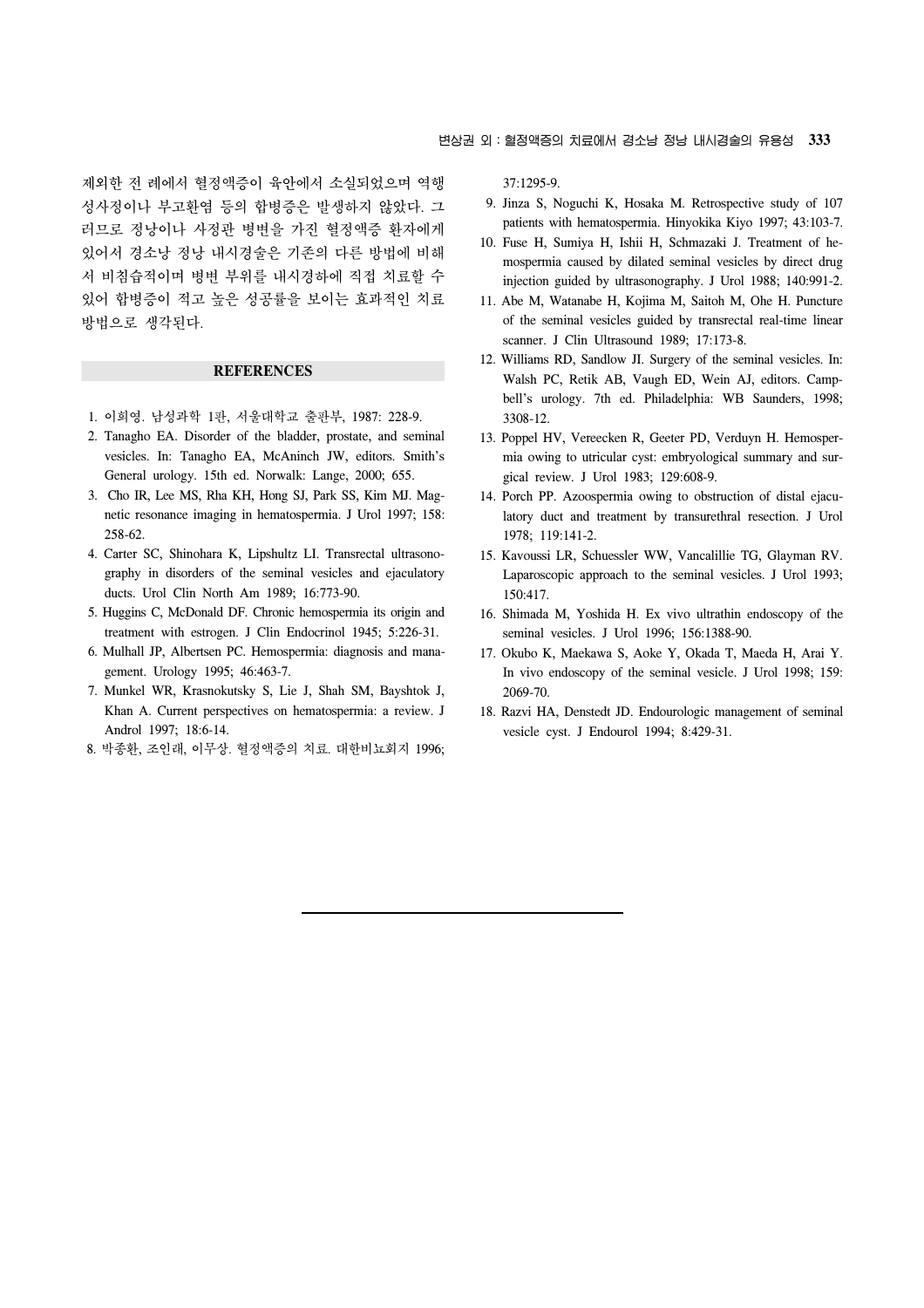제외한 전 례에서 혈정액증이 육안에서 소실되었으며 역행 성사정이나 부고환염 등의 합병증은 발생하지 않았다. 그러므로 정낭이나 사정관 병변을 가진 혈정액증 환자에게 있어서 경소낭 정낭 내시경술은 기존의 다른 방법에 비해서 비침습적이며 병변 부위를 내시경하에 직접 치료할 수 있어 합병증이 적고 높은 성공률을 보이는 효과적인 치료 방법으로 생각된다.

## REFERENCES

1. 이희영. 남성과학 1판, 서울대학교 출판부, 1987: 228-9.
2. Tanagho EA. Disorder of the bladder, prostate, and seminal vesicles. In: Tanagho EA, McAninch JW, editors. Smith's General urology. 15th ed. Norwalk: Lange, 2000; 655.
3. Cho IR, Lee MS, Rha KH, Hong SJ, Park SS, Kim MJ. Magnetic resonance imaging in hematospermia. J Urol 1997; 158: 258-62.
4. Carter SC, Shinohara K, Lipshultz LI. Transrectal ultrasonography in disorders of the seminal vesicles and ejaculatory ducts. Urol Clin North Am 1989; 16:773-90.
5. Huggins C, McDonald DF. Chronic hemospermia its origin and treatment with estrogen. J Clin Endocrinol 1945; 5:226-31.
6. Mulhall JP, Albertsen PC. Hemospermia: diagnosis and management. Urology 1995; 46:463-7.
7. Munkel WR, Krasnokutsky S, Lie J, Shah SM, Bayshtok J, Khan A. Current perspectives on hematospermia: a review. J Androl 1997; 18:6-14.
8. 박종환, 조인래, 이무상. 혈정액증의 치료. 대한비뇨회지 1996; 37:1295-9.
9. Jinza S, Noguchi K, Hosaka M. Retrospective study of 107 patients with hematospermia. Hinyokika Kiyo 1997; 43:103-7.
10. Fuse H, Sumiya H, Ishii H, Schmazaki J. Treatment of hemospermia caused by dilated seminal vesicles by direct drug injection guided by ultrasonography. J Urol 1988; 140:991-2.
11. Abe M, Watanabe H, Kojima M, Saitoh M, Ohe H. Puncture of the seminal vesicles guided by transrectal real-time linear scanner. J Clin Ultrasound 1989; 17:173-8.
12. Williams RD, Sandlow JI. Surgery of the seminal vesicles. In: Walsh PC, Retik AB, Vaugh ED, Wein AJ, editors. Campbell's urology. 7th ed. Philadelphia: WB Saunders, 1998; 3308-12.
13. Poppel HV, Vereecken R, Geeter PD, Verduyn H. Hemospermia owing to utricular cyst: embryological summary and surgical review. J Urol 1983; 129:608-9.
14. Porch PP. Azoospermia owing to obstruction of distal ejaculatory duct and treatment by transurethral resection. J Urol 1978; 119:141-2.
15. Kavoussi LR, Schuessler WW, Vancalillie TG, Glayman RV. Laparoscopic approach to the seminal vesicles. J Urol 1993; 150:417.
16. Shimada M, Yoshida H. Ex vivo ulthrathin endoscopy of the seminal vesicles. J Urol 1996; 156:1388-90.
17. Okubo K, Maekawa S, Aoke Y, Okada T, Maeda H, Arai Y. In vivo endoscopy of the seminal vesicle. J Urol 1998; 159: 2069-70.
18. Razvi HA, Denstedt JD. Endourologic management of seminal vesicle cyst. J Endourol 1994; 8:429-31.